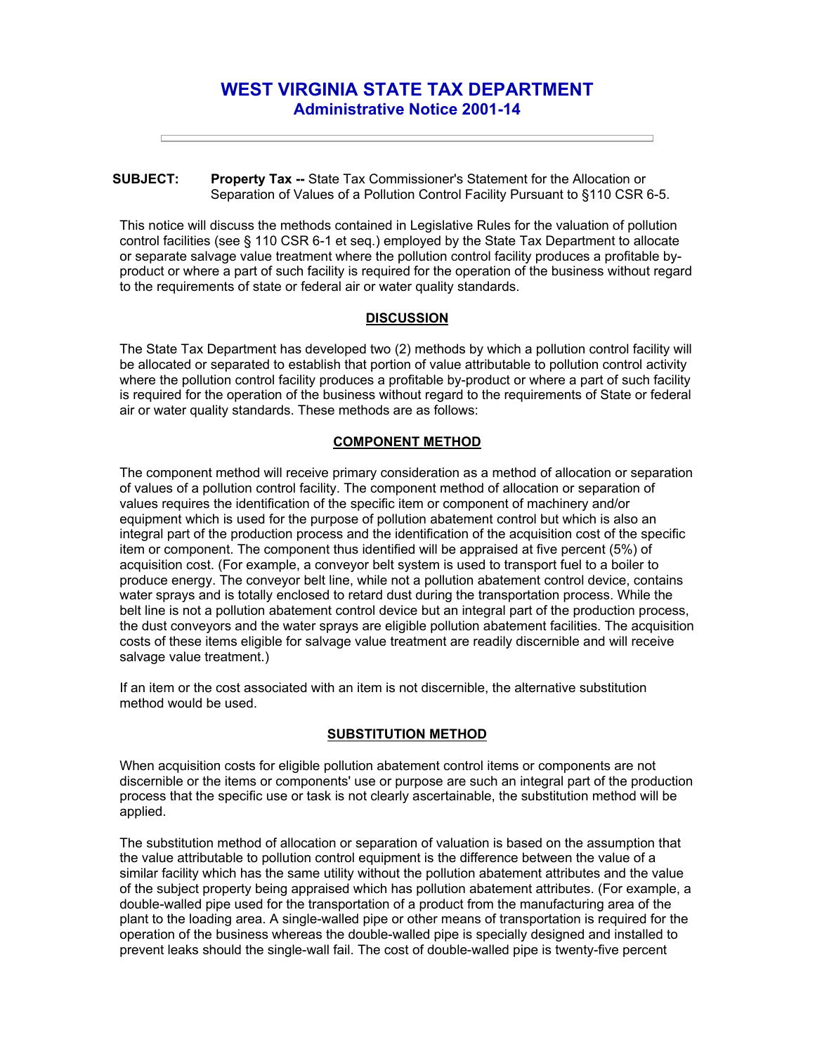# WEST VIRGINIA STATE TAX DEPARTMENT
## Administrative Notice 2001-14

---

**SUBJECT:** **Property Tax --** State Tax Commissioner's Statement for the Allocation or Separation of Values of a Pollution Control Facility Pursuant to §110 CSR 6-5.

This notice will discuss the methods contained in Legislative Rules for the valuation of pollution control facilities (see § 110 CSR 6-1 et seq.) employed by the State Tax Department to allocate or separate salvage value treatment where the pollution control facility produces a profitable by-product or where a part of such facility is required for the operation of the business without regard to the requirements of state or federal air or water quality standards.

### DISCUSSION

The State Tax Department has developed two (2) methods by which a pollution control facility will be allocated or separated to establish that portion of value attributable to pollution control activity where the pollution control facility produces a profitable by-product or where a part of such facility is required for the operation of the business without regard to the requirements of State or federal air or water quality standards. These methods are as follows:

### COMPONENT METHOD

The component method will receive primary consideration as a method of allocation or separation of values of a pollution control facility. The component method of allocation or separation of values requires the identification of the specific item or component of machinery and/or equipment which is used for the purpose of pollution abatement control but which is also an integral part of the production process and the identification of the acquisition cost of the specific item or component. The component thus identified will be appraised at five percent (5%) of acquisition cost. (For example, a conveyor belt system is used to transport fuel to a boiler to produce energy. The conveyor belt line, while not a pollution abatement control device, contains water sprays and is totally enclosed to retard dust during the transportation process. While the belt line is not a pollution abatement control device but an integral part of the production process, the dust conveyors and the water sprays are eligible pollution abatement facilities. The acquisition costs of these items eligible for salvage value treatment are readily discernible and will receive salvage value treatment.)

If an item or the cost associated with an item is not discernible, the alternative substitution method would be used.

### SUBSTITUTION METHOD

When acquisition costs for eligible pollution abatement control items or components are not discernible or the items or components' use or purpose are such an integral part of the production process that the specific use or task is not clearly ascertainable, the substitution method will be applied.

The substitution method of allocation or separation of valuation is based on the assumption that the value attributable to pollution control equipment is the difference between the value of a similar facility which has the same utility without the pollution abatement attributes and the value of the subject property being appraised which has pollution abatement attributes. (For example, a double-walled pipe used for the transportation of a product from the manufacturing area of the plant to the loading area. A single-walled pipe or other means of transportation is required for the operation of the business whereas the double-walled pipe is specially designed and installed to prevent leaks should the single-wall fail. The cost of double-walled pipe is twenty-five percent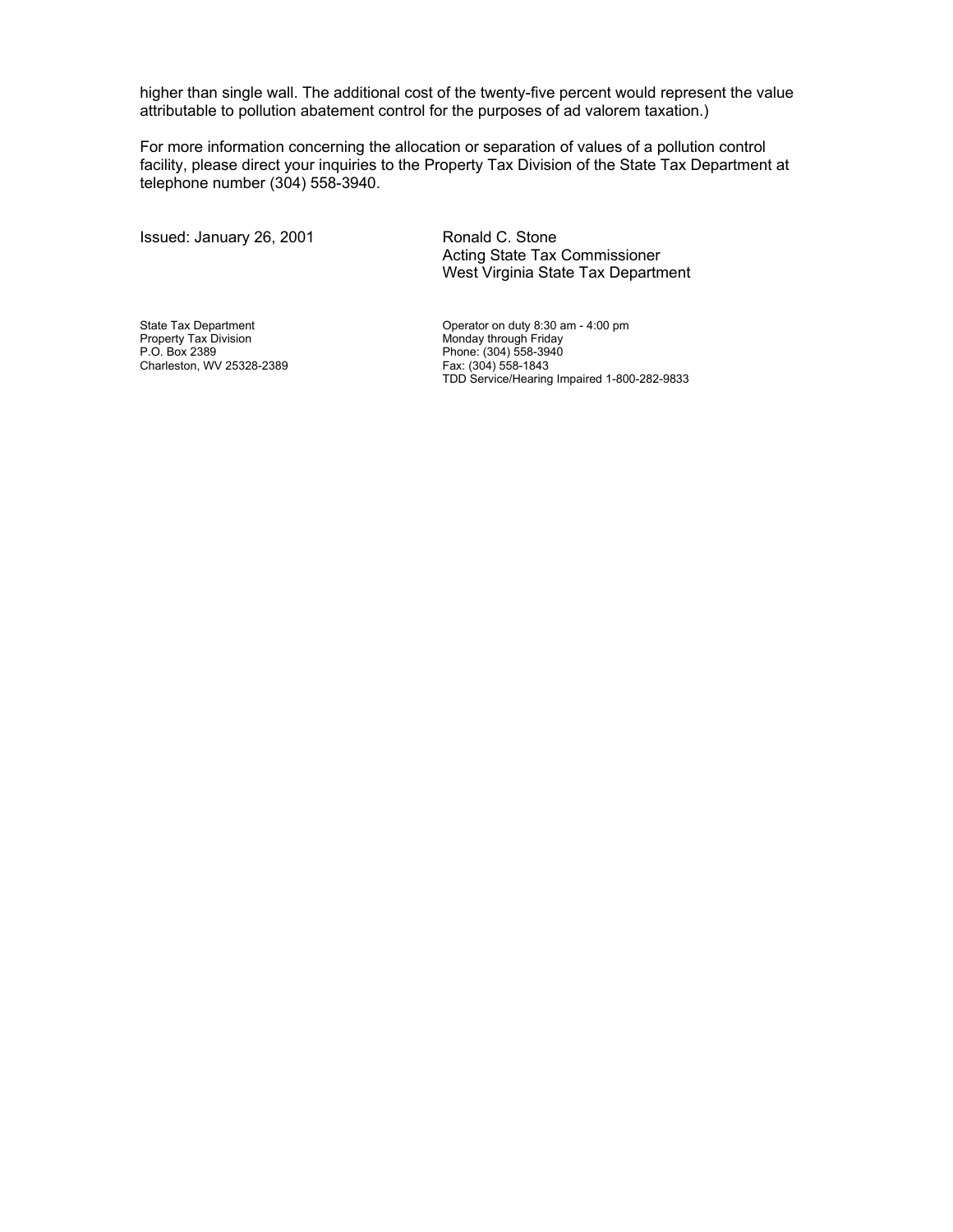higher than single wall. The additional cost of the twenty-five percent would represent the value attributable to pollution abatement control for the purposes of ad valorem taxation.)

For more information concerning the allocation or separation of values of a pollution control facility, please direct your inquiries to the Property Tax Division of the State Tax Department at telephone number (304) 558-3940.

Issued: January 26, 2001

Ronald C. Stone
Acting State Tax Commissioner
West Virginia State Tax Department

State Tax Department
Property Tax Division
P.O. Box 2389
Charleston, WV 25328-2389

Operator on duty 8:30 am - 4:00 pm
Monday through Friday
Phone: (304) 558-3940
Fax: (304) 558-1843
TDD Service/Hearing Impaired 1-800-282-9833